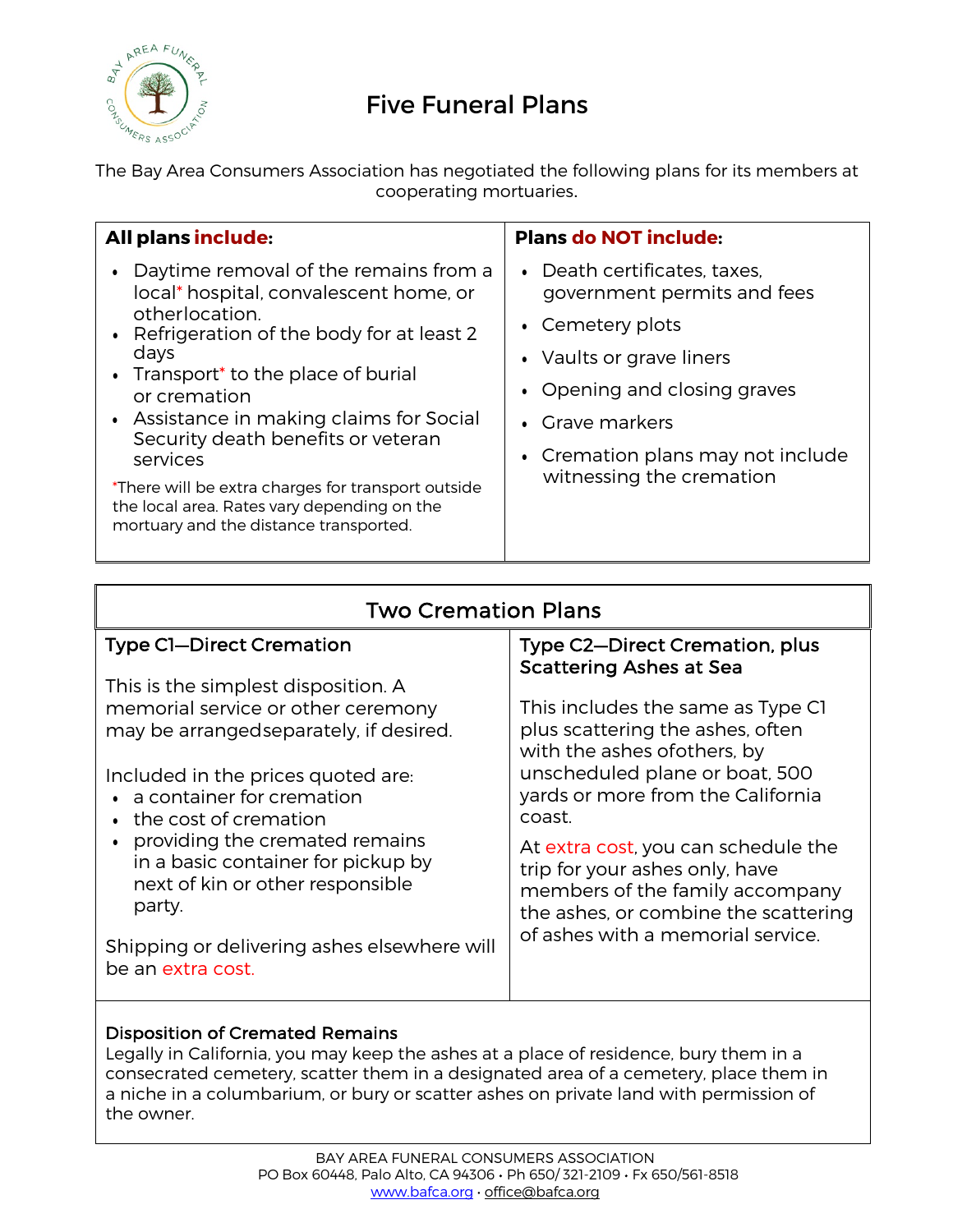# Five Funeral Plans

The Bay Area Consumers Association has negotiated the following plans for its members at cooperating mortuaries.

| **All plans include:** | **Plans do NOT include:** |
|---|---|
| • Daytime removal of the remains from a local* hospital, convalescent home, or otherlocation.<br>• Refrigeration of the body for at least 2 days<br>• Transport* to the place of burial or cremation<br>• Assistance in making claims for Social Security death benefits or veteran services<br><br>*There will be extra charges for transport outside the local area. Rates vary depending on the mortuary and the distance transported. | • Death certificates, taxes, government permits and fees<br>• Cemetery plots<br>• Vaults or grave liners<br>• Opening and closing graves<br>• Grave markers<br>• Cremation plans may not include witnessing the cremation |

## Two Cremation Plans

### Type C1—Direct Cremation

This is the simplest disposition. A memorial service or other ceremony may be arrangedseparately, if desired.

Included in the prices quoted are:

- a container for cremation
- the cost of cremation
- providing the cremated remains in a basic container for pickup by next of kin or other responsible party.

Shipping or delivering ashes elsewhere will be an extra cost.

### Type C2—Direct Cremation, plus Scattering Ashes at Sea

This includes the same as Type C1 plus scattering the ashes, often with the ashes ofothers, by unscheduled plane or boat, 500 yards or more from the California coast.

At extra cost, you can schedule the trip for your ashes only, have members of the family accompany the ashes, or combine the scattering of ashes with a memorial service.

### Disposition of Cremated Remains

Legally in California, you may keep the ashes at a place of residence, bury them in a consecrated cemetery, scatter them in a designated area of a cemetery, place them in a niche in a columbarium, or bury or scatter ashes on private land with permission of the owner.

BAY AREA FUNERAL CONSUMERS ASSOCIATION
PO Box 60448, Palo Alto, CA 94306 • Ph 650/ 321-2109 • Fx 650/561-8518
www.bafca.org • office@bafca.org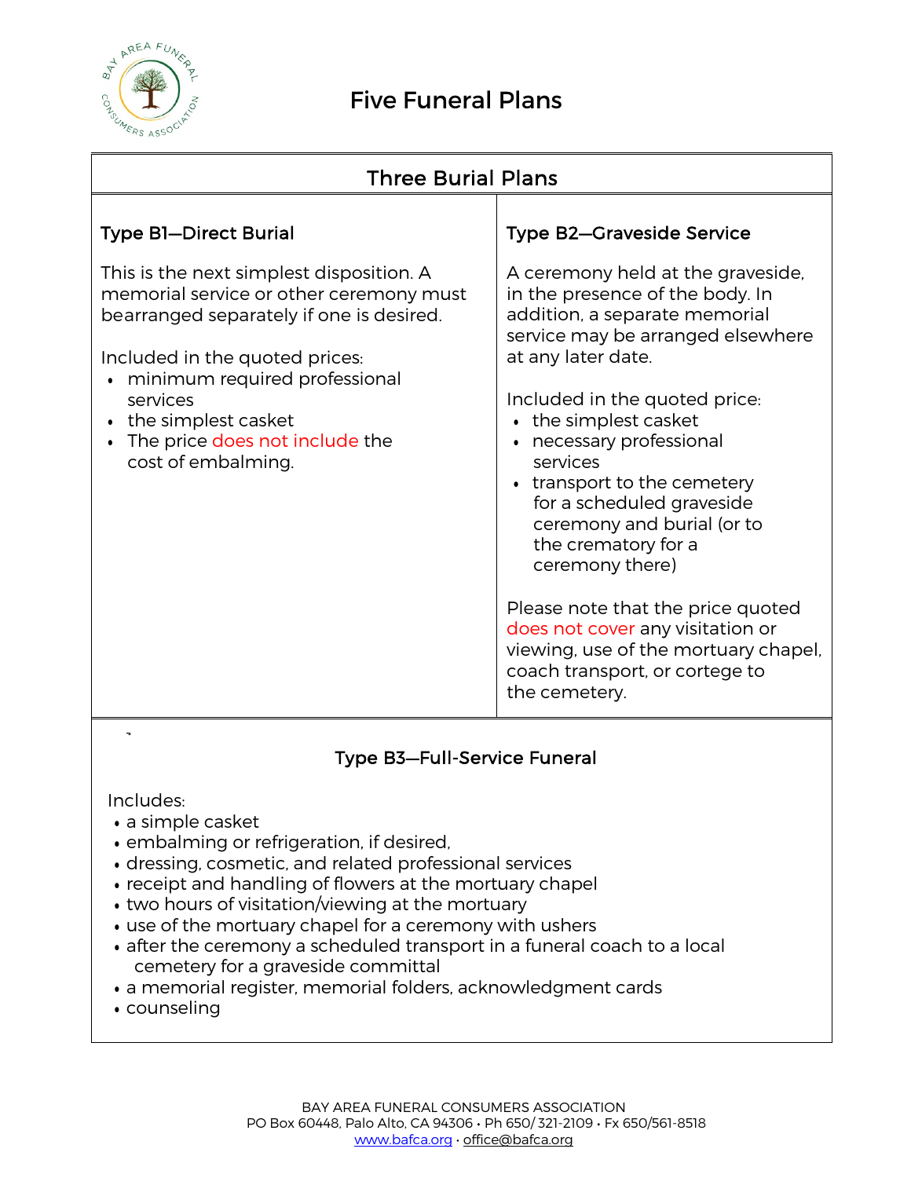# Five Funeral Plans

## Three Burial Plans

### Type B1—Direct Burial

This is the next simplest disposition. A memorial service or other ceremony must bearranged separately if one is desired.

Included in the quoted prices:

- minimum required professional services
- the simplest casket
- The price does not include the cost of embalming.

### Type B2—Graveside Service

A ceremony held at the graveside, in the presence of the body. In addition, a separate memorial service may be arranged elsewhere at any later date.

Included in the quoted price:

- the simplest casket
- necessary professional services
- transport to the cemetery for a scheduled graveside ceremony and burial (or to the crematory for a ceremony there)

Please note that the price quoted does not cover any visitation or viewing, use of the mortuary chapel, coach transport, or cortege to the cemetery.

### Type B3—Full-Service Funeral

Includes:

- a simple casket
- embalming or refrigeration, if desired,
- dressing, cosmetic, and related professional services
- receipt and handling of flowers at the mortuary chapel
- two hours of visitation/viewing at the mortuary
- use of the mortuary chapel for a ceremony with ushers
- after the ceremony a scheduled transport in a funeral coach to a local cemetery for a graveside committal
- a memorial register, memorial folders, acknowledgment cards
- counseling

BAY AREA FUNERAL CONSUMERS ASSOCIATION
PO Box 60448, Palo Alto, CA 94306 • Ph 650/ 321-2109 • Fx 650/561-8518
www.bafca.org • office@bafca.org